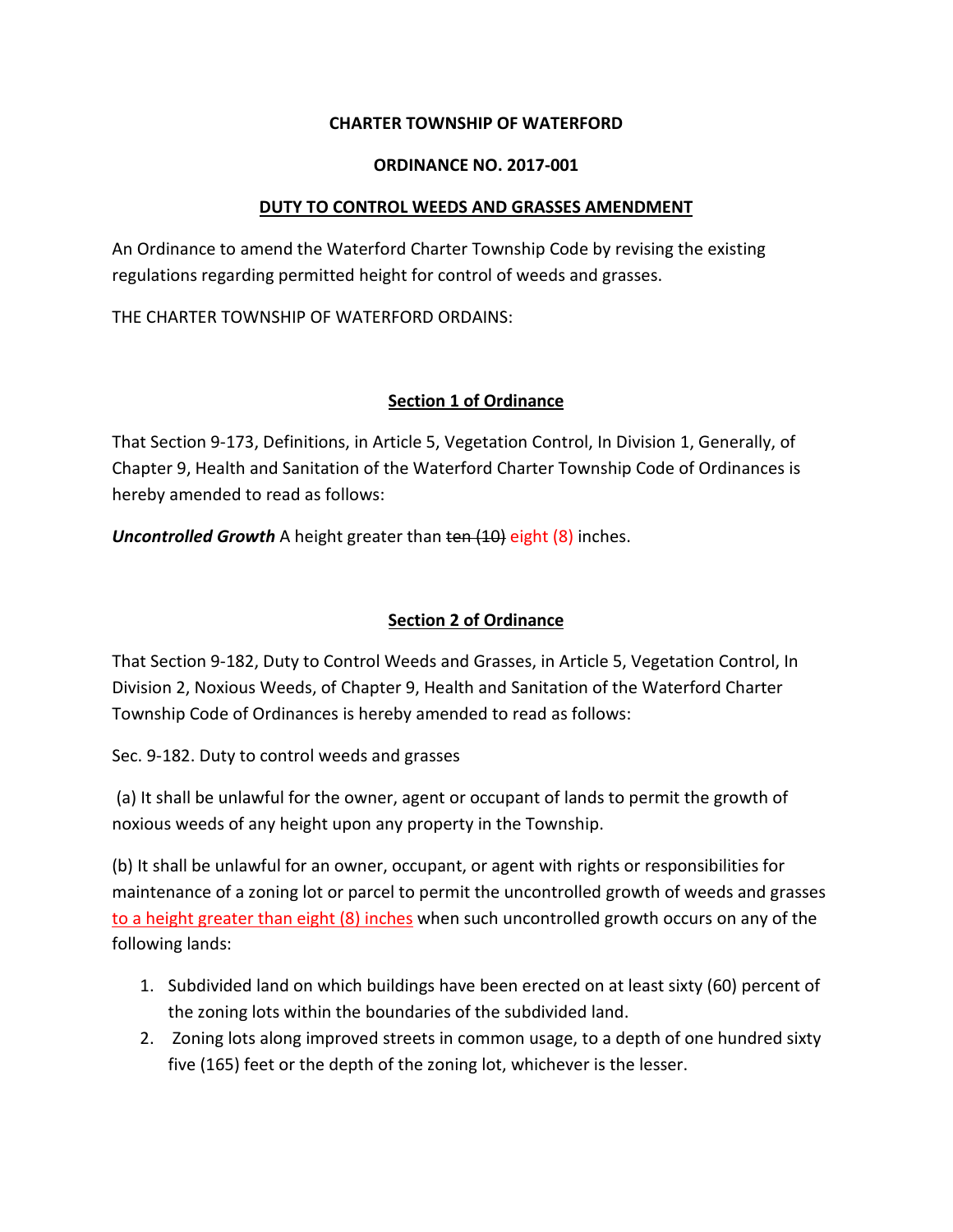**CHARTER TOWNSHIP OF WATERFORD**

**ORDINANCE NO. 2017-001**

**DUTY TO CONTROL WEEDS AND GRASSES AMENDMENT**

An Ordinance to amend the Waterford Charter Township Code by revising the existing regulations regarding permitted height for control of weeds and grasses.

THE CHARTER TOWNSHIP OF WATERFORD ORDAINS:

**Section 1 of Ordinance**

That Section 9-173, Definitions, in Article 5, Vegetation Control, In Division 1, Generally, of Chapter 9, Health and Sanitation of the Waterford Charter Township Code of Ordinances is hereby amended to read as follows:

***Uncontrolled Growth*** A height greater than ~~ten (10)~~ eight (8) inches.

**Section 2 of Ordinance**

That Section 9-182, Duty to Control Weeds and Grasses, in Article 5, Vegetation Control, In Division 2, Noxious Weeds, of Chapter 9, Health and Sanitation of the Waterford Charter Township Code of Ordinances is hereby amended to read as follows:

Sec. 9-182. Duty to control weeds and grasses

(a) It shall be unlawful for the owner, agent or occupant of lands to permit the growth of noxious weeds of any height upon any property in the Township.

(b) It shall be unlawful for an owner, occupant, or agent with rights or responsibilities for maintenance of a zoning lot or parcel to permit the uncontrolled growth of weeds and grasses to a height greater than eight (8) inches when such uncontrolled growth occurs on any of the following lands:

1. Subdivided land on which buildings have been erected on at least sixty (60) percent of the zoning lots within the boundaries of the subdivided land.
2. Zoning lots along improved streets in common usage, to a depth of one hundred sixty five (165) feet or the depth of the zoning lot, whichever is the lesser.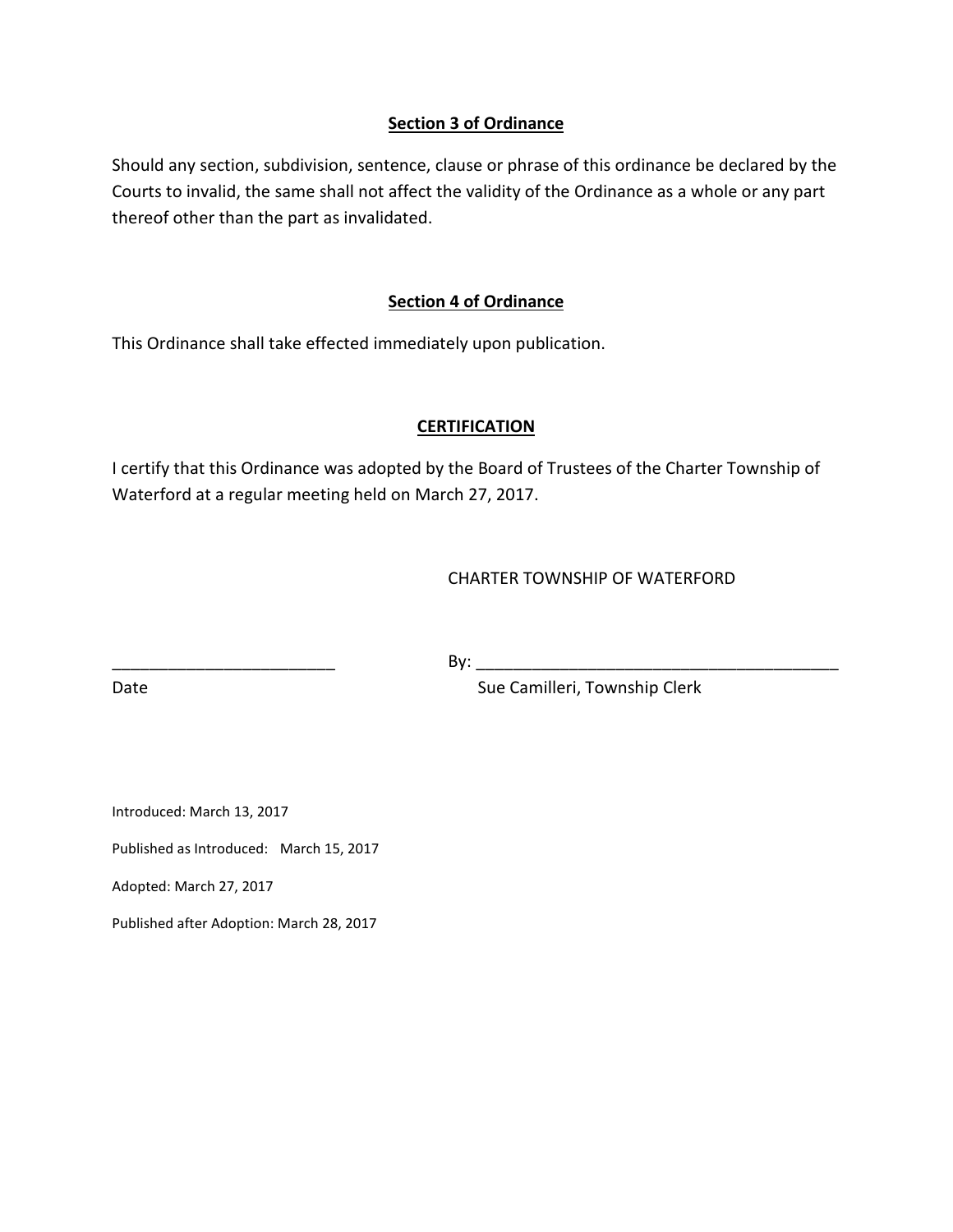**Section 3 of Ordinance**

Should any section, subdivision, sentence, clause or phrase of this ordinance be declared by the Courts to invalid, the same shall not affect the validity of the Ordinance as a whole or any part thereof other than the part as invalidated.

**Section 4 of Ordinance**

This Ordinance shall take effected immediately upon publication.

**CERTIFICATION**

I certify that this Ordinance was adopted by the Board of Trustees of the Charter Township of Waterford at a regular meeting held on March 27, 2017.

CHARTER TOWNSHIP OF WATERFORD

________________________ By: ________________________________________

Date Sue Camilleri, Township Clerk

Introduced: March 13, 2017

Published as Introduced: March 15, 2017

Adopted: March 27, 2017

Published after Adoption: March 28, 2017